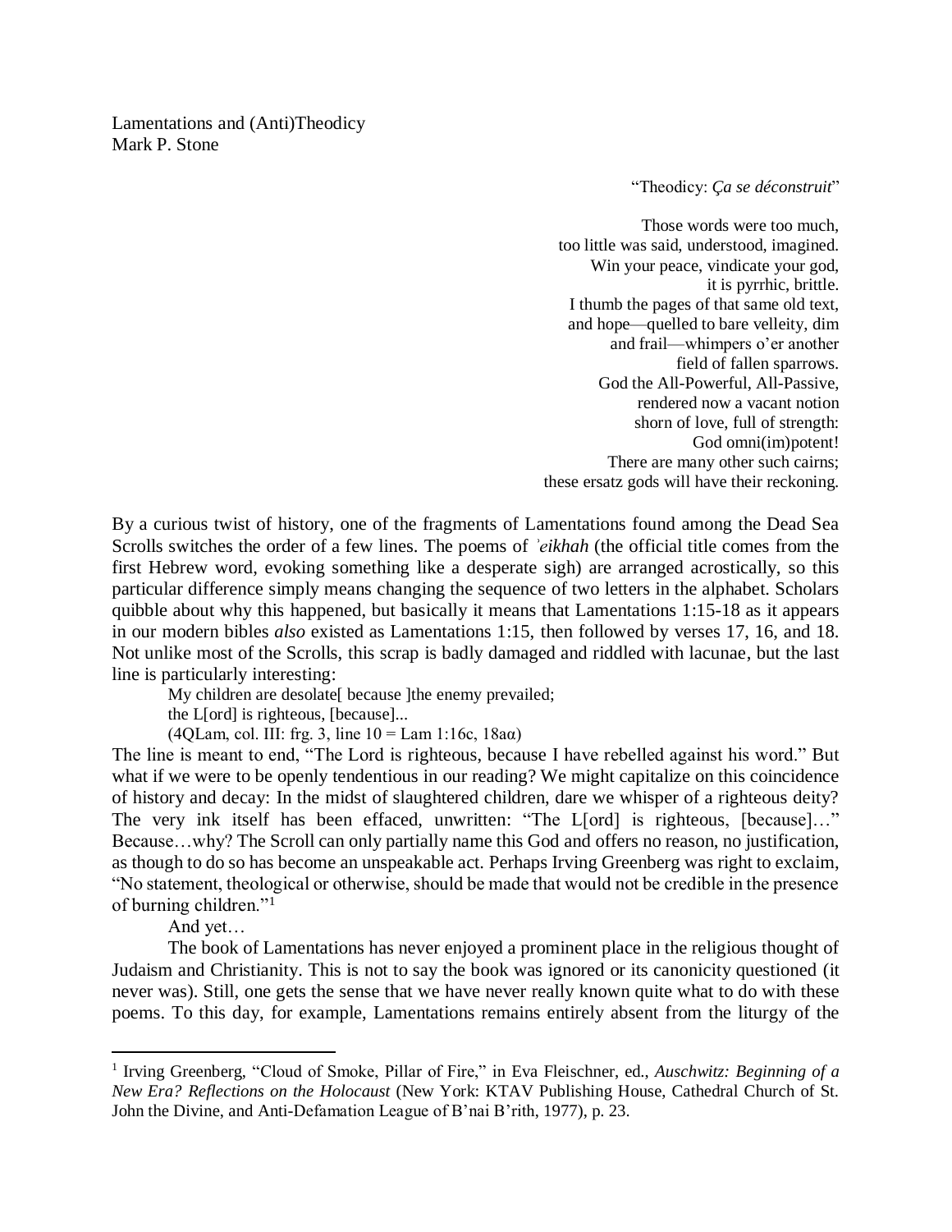Lamentations and (Anti)Theodicy
Mark P. Stone

"Theodicy: *Ça se déconstruit*"

Those words were too much,
too little was said, understood, imagined.
Win your peace, vindicate your god,
it is pyrrhic, brittle.
I thumb the pages of that same old text,
and hope—quelled to bare velleity, dim
and frail—whimpers o'er another
field of fallen sparrows.
God the All-Powerful, All-Passive,
rendered now a vacant notion
shorn of love, full of strength:
God omni(im)potent!
There are many other such cairns;
these ersatz gods will have their reckoning.

By a curious twist of history, one of the fragments of Lamentations found among the Dead Sea Scrolls switches the order of a few lines. The poems of *ʾeikhah* (the official title comes from the first Hebrew word, evoking something like a desperate sigh) are arranged acrostically, so this particular difference simply means changing the sequence of two letters in the alphabet. Scholars quibble about why this happened, but basically it means that Lamentations 1:15-18 as it appears in our modern bibles *also* existed as Lamentations 1:15, then followed by verses 17, 16, and 18. Not unlike most of the Scrolls, this scrap is badly damaged and riddled with lacunae, but the last line is particularly interesting:

> My children are desolate[ because ]the enemy prevailed;
> the L[ord] is righteous, [because]...
> (4QLam, col. III: frg. 3, line 10 = Lam 1:16c, 18aα)

The line is meant to end, "The Lord is righteous, because I have rebelled against his word." But what if we were to be openly tendentious in our reading? We might capitalize on this coincidence of history and decay: In the midst of slaughtered children, dare we whisper of a righteous deity? The very ink itself has been effaced, unwritten: "The L[ord] is righteous, [because]…" Because…why? The Scroll can only partially name this God and offers no reason, no justification, as though to do so has become an unspeakable act. Perhaps Irving Greenberg was right to exclaim, "No statement, theological or otherwise, should be made that would not be credible in the presence of burning children."[1]

And yet…

The book of Lamentations has never enjoyed a prominent place in the religious thought of Judaism and Christianity. This is not to say the book was ignored or its canonicity questioned (it never was). Still, one gets the sense that we have never really known quite what to do with these poems. To this day, for example, Lamentations remains entirely absent from the liturgy of the

[1] Irving Greenberg, "Cloud of Smoke, Pillar of Fire," in Eva Fleischner, ed., *Auschwitz: Beginning of a New Era? Reflections on the Holocaust* (New York: KTAV Publishing House, Cathedral Church of St. John the Divine, and Anti-Defamation League of B'nai B'rith, 1977), p. 23.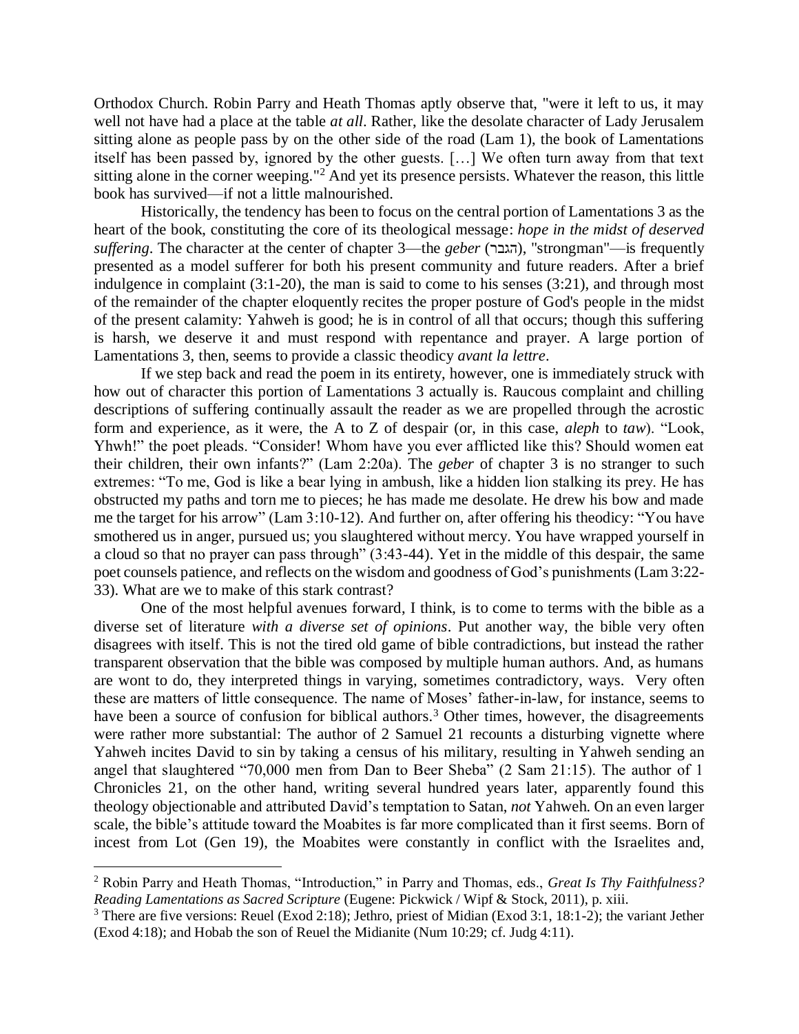Orthodox Church. Robin Parry and Heath Thomas aptly observe that, "were it left to us, it may well not have had a place at the table *at all*. Rather, like the desolate character of Lady Jerusalem sitting alone as people pass by on the other side of the road (Lam 1), the book of Lamentations itself has been passed by, ignored by the other guests. […] We often turn away from that text sitting alone in the corner weeping."[2] And yet its presence persists. Whatever the reason, this little book has survived—if not a little malnourished.

Historically, the tendency has been to focus on the central portion of Lamentations 3 as the heart of the book, constituting the core of its theological message: *hope in the midst of deserved suffering*. The character at the center of chapter 3—the *geber* (הגבר), "strongman"—is frequently presented as a model sufferer for both his present community and future readers. After a brief indulgence in complaint (3:1-20), the man is said to come to his senses (3:21), and through most of the remainder of the chapter eloquently recites the proper posture of God's people in the midst of the present calamity: Yahweh is good; he is in control of all that occurs; though this suffering is harsh, we deserve it and must respond with repentance and prayer. A large portion of Lamentations 3, then, seems to provide a classic theodicy *avant la lettre*.

If we step back and read the poem in its entirety, however, one is immediately struck with how out of character this portion of Lamentations 3 actually is. Raucous complaint and chilling descriptions of suffering continually assault the reader as we are propelled through the acrostic form and experience, as it were, the A to Z of despair (or, in this case, *aleph* to *taw*). "Look, Yhwh!" the poet pleads. "Consider! Whom have you ever afflicted like this? Should women eat their children, their own infants?" (Lam 2:20a). The *geber* of chapter 3 is no stranger to such extremes: "To me, God is like a bear lying in ambush, like a hidden lion stalking its prey. He has obstructed my paths and torn me to pieces; he has made me desolate. He drew his bow and made me the target for his arrow" (Lam 3:10-12). And further on, after offering his theodicy: "You have smothered us in anger, pursued us; you slaughtered without mercy. You have wrapped yourself in a cloud so that no prayer can pass through" (3:43-44). Yet in the middle of this despair, the same poet counsels patience, and reflects on the wisdom and goodness of God's punishments (Lam 3:22-33). What are we to make of this stark contrast?

One of the most helpful avenues forward, I think, is to come to terms with the bible as a diverse set of literature *with a diverse set of opinions*. Put another way, the bible very often disagrees with itself. This is not the tired old game of bible contradictions, but instead the rather transparent observation that the bible was composed by multiple human authors. And, as humans are wont to do, they interpreted things in varying, sometimes contradictory, ways. Very often these are matters of little consequence. The name of Moses' father-in-law, for instance, seems to have been a source of confusion for biblical authors.[3] Other times, however, the disagreements were rather more substantial: The author of 2 Samuel 21 recounts a disturbing vignette where Yahweh incites David to sin by taking a census of his military, resulting in Yahweh sending an angel that slaughtered "70,000 men from Dan to Beer Sheba" (2 Sam 21:15). The author of 1 Chronicles 21, on the other hand, writing several hundred years later, apparently found this theology objectionable and attributed David's temptation to Satan, *not* Yahweh. On an even larger scale, the bible's attitude toward the Moabites is far more complicated than it first seems. Born of incest from Lot (Gen 19), the Moabites were constantly in conflict with the Israelites and,

---

[2] Robin Parry and Heath Thomas, "Introduction," in Parry and Thomas, eds., *Great Is Thy Faithfulness? Reading Lamentations as Sacred Scripture* (Eugene: Pickwick / Wipf & Stock, 2011), p. xiii.

[3] There are five versions: Reuel (Exod 2:18); Jethro, priest of Midian (Exod 3:1, 18:1-2); the variant Jether (Exod 4:18); and Hobab the son of Reuel the Midianite (Num 10:29; cf. Judg 4:11).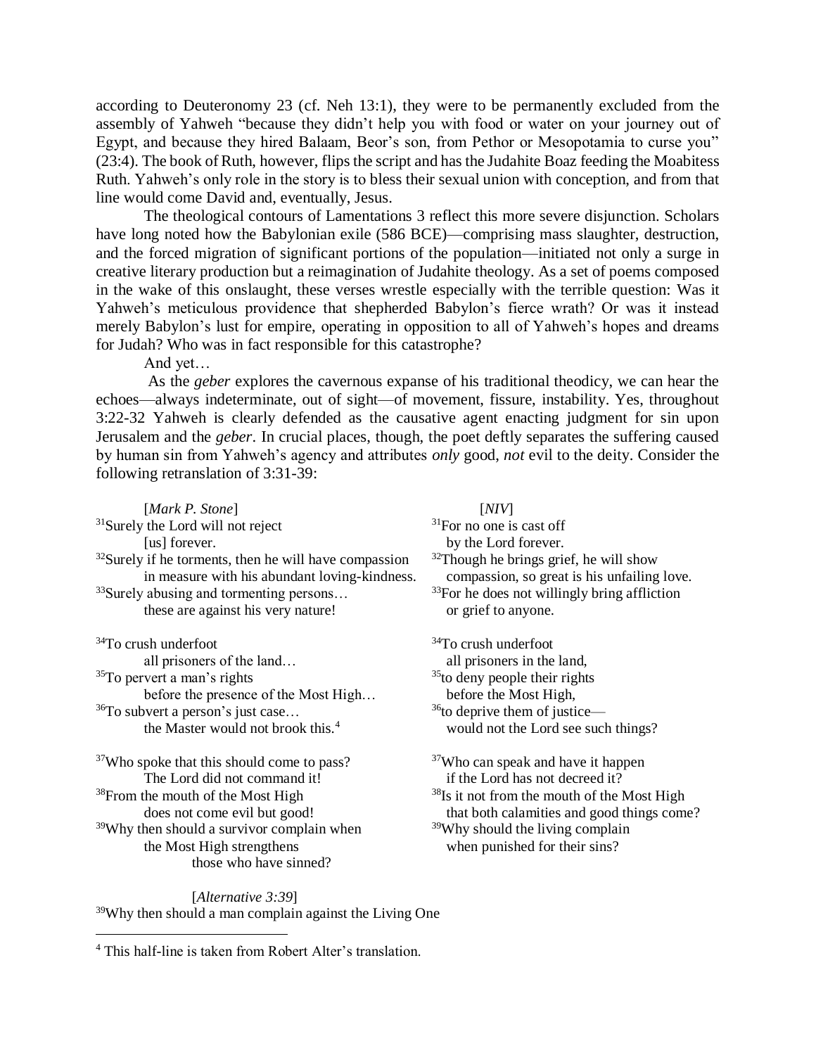according to Deuteronomy 23 (cf. Neh 13:1), they were to be permanently excluded from the assembly of Yahweh "because they didn't help you with food or water on your journey out of Egypt, and because they hired Balaam, Beor's son, from Pethor or Mesopotamia to curse you" (23:4). The book of Ruth, however, flips the script and has the Judahite Boaz feeding the Moabitess Ruth. Yahweh's only role in the story is to bless their sexual union with conception, and from that line would come David and, eventually, Jesus.

The theological contours of Lamentations 3 reflect this more severe disjunction. Scholars have long noted how the Babylonian exile (586 BCE)—comprising mass slaughter, destruction, and the forced migration of significant portions of the population—initiated not only a surge in creative literary production but a reimagination of Judahite theology. As a set of poems composed in the wake of this onslaught, these verses wrestle especially with the terrible question: Was it Yahweh's meticulous providence that shepherded Babylon's fierce wrath? Or was it instead merely Babylon's lust for empire, operating in opposition to all of Yahweh's hopes and dreams for Judah? Who was in fact responsible for this catastrophe?

And yet…

As the *geber* explores the cavernous expanse of his traditional theodicy, we can hear the echoes—always indeterminate, out of sight—of movement, fissure, instability. Yes, throughout 3:22-32 Yahweh is clearly defended as the causative agent enacting judgment for sin upon Jerusalem and the *geber*. In crucial places, though, the poet deftly separates the suffering caused by human sin from Yahweh's agency and attributes *only* good, *not* evil to the deity. Consider the following retranslation of 3:31-39:

[*Mark P. Stone*]

31 Surely the Lord will not reject
    [us] forever.
32 Surely if he torments, then he will have compassion
    in measure with his abundant loving-kindness.
33 Surely abusing and tormenting persons…
    these are against his very nature!

34 To crush underfoot
    all prisoners of the land…
35 To pervert a man's rights
    before the presence of the Most High…
36 To subvert a person's just case…
    the Master would not brook this.[4]

37 Who spoke that this should come to pass?
    The Lord did not command it!
38 From the mouth of the Most High
    does not come evil but good!
39 Why then should a survivor complain when
    the Most High strengthens
        those who have sinned?

[*NIV*]

31 For no one is cast off
    by the Lord forever.
32 Though he brings grief, he will show
    compassion, so great is his unfailing love.
33 For he does not willingly bring affliction
    or grief to anyone.

34 To crush underfoot
    all prisoners in the land,
35 to deny people their rights
    before the Most High,
36 to deprive them of justice—
    would not the Lord see such things?

37 Who can speak and have it happen
    if the Lord has not decreed it?
38 Is it not from the mouth of the Most High
    that both calamities and good things come?
39 Why should the living complain
    when punished for their sins?

[*Alternative 3:39*]

39 Why then should a man complain against the Living One

---

[4] This half-line is taken from Robert Alter's translation.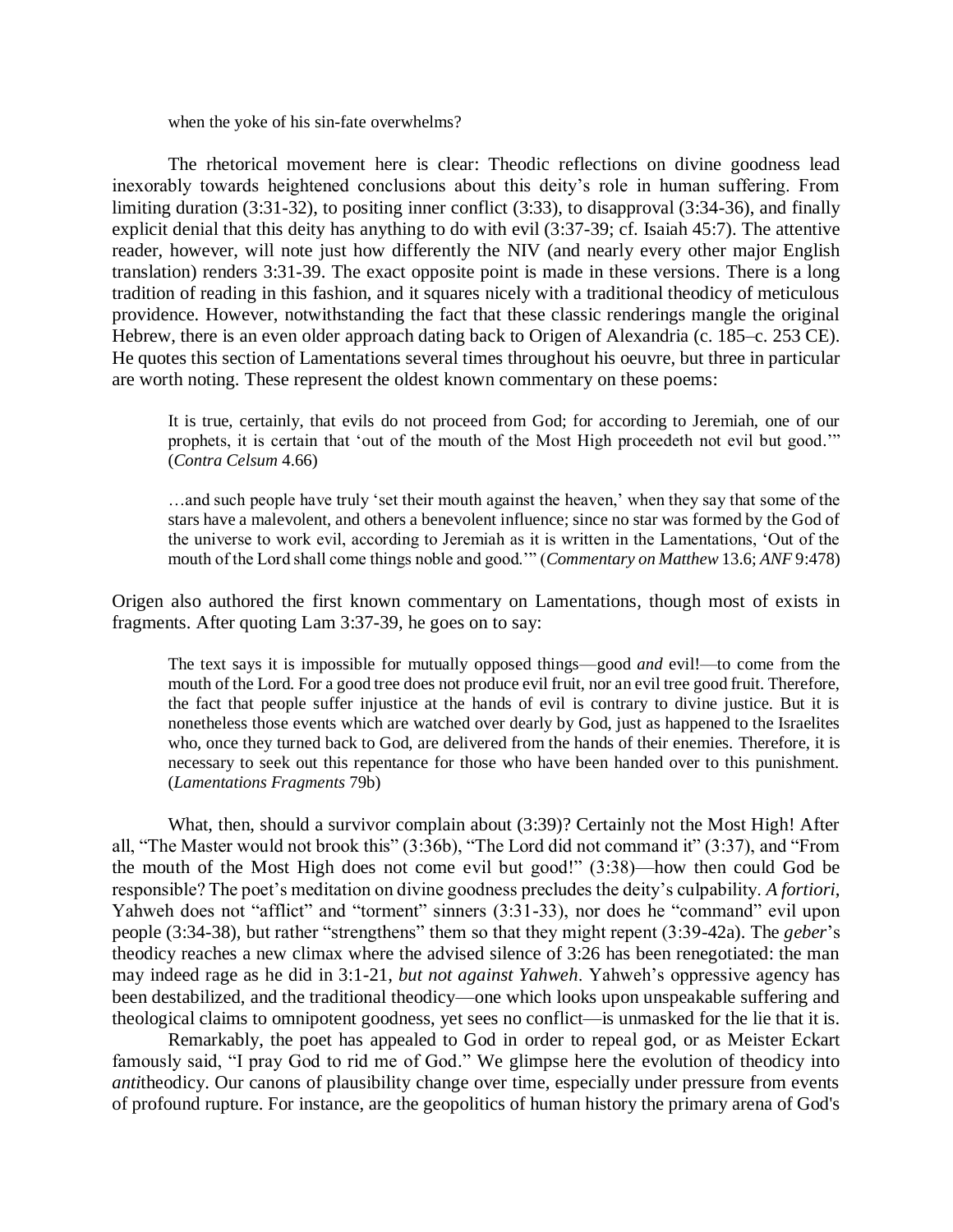> when the yoke of his sin-fate overwhelms?

The rhetorical movement here is clear: Theodic reflections on divine goodness lead inexorably towards heightened conclusions about this deity's role in human suffering. From limiting duration (3:31-32), to positing inner conflict (3:33), to disapproval (3:34-36), and finally explicit denial that this deity has anything to do with evil (3:37-39; cf. Isaiah 45:7). The attentive reader, however, will note just how differently the NIV (and nearly every other major English translation) renders 3:31-39. The exact opposite point is made in these versions. There is a long tradition of reading in this fashion, and it squares nicely with a traditional theodicy of meticulous providence. However, notwithstanding the fact that these classic renderings mangle the original Hebrew, there is an even older approach dating back to Origen of Alexandria (c. 185–c. 253 CE). He quotes this section of Lamentations several times throughout his oeuvre, but three in particular are worth noting. These represent the oldest known commentary on these poems:

> It is true, certainly, that evils do not proceed from God; for according to Jeremiah, one of our prophets, it is certain that 'out of the mouth of the Most High proceedeth not evil but good.'" (*Contra Celsum* 4.66)

> …and such people have truly 'set their mouth against the heaven,' when they say that some of the stars have a malevolent, and others a benevolent influence; since no star was formed by the God of the universe to work evil, according to Jeremiah as it is written in the Lamentations, 'Out of the mouth of the Lord shall come things noble and good.'" (*Commentary on Matthew* 13.6; *ANF* 9:478)

Origen also authored the first known commentary on Lamentations, though most of exists in fragments. After quoting Lam 3:37-39, he goes on to say:

> The text says it is impossible for mutually opposed things—good *and* evil!—to come from the mouth of the Lord. For a good tree does not produce evil fruit, nor an evil tree good fruit. Therefore, the fact that people suffer injustice at the hands of evil is contrary to divine justice. But it is nonetheless those events which are watched over dearly by God, just as happened to the Israelites who, once they turned back to God, are delivered from the hands of their enemies. Therefore, it is necessary to seek out this repentance for those who have been handed over to this punishment. (*Lamentations Fragments* 79b)

What, then, should a survivor complain about (3:39)? Certainly not the Most High! After all, "The Master would not brook this" (3:36b), "The Lord did not command it" (3:37), and "From the mouth of the Most High does not come evil but good!" (3:38)—how then could God be responsible? The poet's meditation on divine goodness precludes the deity's culpability. *A fortiori*, Yahweh does not "afflict" and "torment" sinners (3:31-33), nor does he "command" evil upon people (3:34-38), but rather "strengthens" them so that they might repent (3:39-42a). The *geber*'s theodicy reaches a new climax where the advised silence of 3:26 has been renegotiated: the man may indeed rage as he did in 3:1-21, *but not against Yahweh*. Yahweh's oppressive agency has been destabilized, and the traditional theodicy—one which looks upon unspeakable suffering and theological claims to omnipotent goodness, yet sees no conflict—is unmasked for the lie that it is.

Remarkably, the poet has appealed to God in order to repeal god, or as Meister Eckart famously said, "I pray God to rid me of God." We glimpse here the evolution of theodicy into *anti*theodicy. Our canons of plausibility change over time, especially under pressure from events of profound rupture. For instance, are the geopolitics of human history the primary arena of God's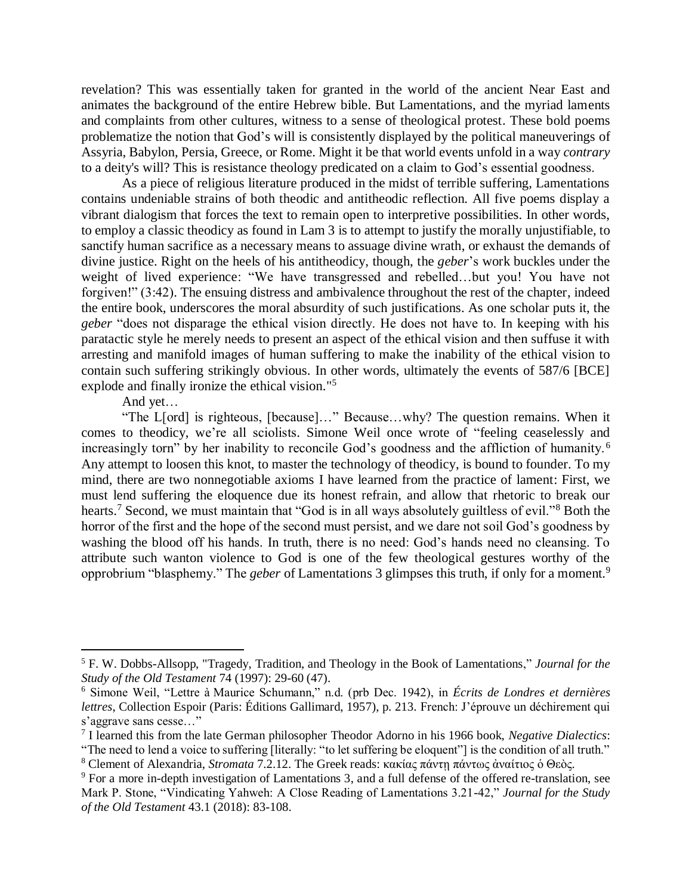revelation? This was essentially taken for granted in the world of the ancient Near East and animates the background of the entire Hebrew bible. But Lamentations, and the myriad laments and complaints from other cultures, witness to a sense of theological protest. These bold poems problematize the notion that God's will is consistently displayed by the political maneuverings of Assyria, Babylon, Persia, Greece, or Rome. Might it be that world events unfold in a way *contrary* to a deity's will? This is resistance theology predicated on a claim to God's essential goodness.

As a piece of religious literature produced in the midst of terrible suffering, Lamentations contains undeniable strains of both theodic and antitheodic reflection. All five poems display a vibrant dialogism that forces the text to remain open to interpretive possibilities. In other words, to employ a classic theodicy as found in Lam 3 is to attempt to justify the morally unjustifiable, to sanctify human sacrifice as a necessary means to assuage divine wrath, or exhaust the demands of divine justice. Right on the heels of his antitheodicy, though, the *geber*'s work buckles under the weight of lived experience: "We have transgressed and rebelled…but you! You have not forgiven!" (3:42). The ensuing distress and ambivalence throughout the rest of the chapter, indeed the entire book, underscores the moral absurdity of such justifications. As one scholar puts it, the *geber* "does not disparage the ethical vision directly. He does not have to. In keeping with his paratactic style he merely needs to present an aspect of the ethical vision and then suffuse it with arresting and manifold images of human suffering to make the inability of the ethical vision to contain such suffering strikingly obvious. In other words, ultimately the events of 587/6 [BCE] explode and finally ironize the ethical vision."[5]

And yet…

"The L[ord] is righteous, [because]…" Because…why? The question remains. When it comes to theodicy, we're all sciolists. Simone Weil once wrote of "feeling ceaselessly and increasingly torn" by her inability to reconcile God's goodness and the affliction of humanity.[6] Any attempt to loosen this knot, to master the technology of theodicy, is bound to founder. To my mind, there are two nonnegotiable axioms I have learned from the practice of lament: First, we must lend suffering the eloquence due its honest refrain, and allow that rhetoric to break our hearts.[7] Second, we must maintain that "God is in all ways absolutely guiltless of evil."[8] Both the horror of the first and the hope of the second must persist, and we dare not soil God's goodness by washing the blood off his hands. In truth, there is no need: God's hands need no cleansing. To attribute such wanton violence to God is one of the few theological gestures worthy of the opprobrium "blasphemy." The *geber* of Lamentations 3 glimpses this truth, if only for a moment.[9]

---

[5] F. W. Dobbs-Allsopp, "Tragedy, Tradition, and Theology in the Book of Lamentations," *Journal for the Study of the Old Testament* 74 (1997): 29-60 (47).

[6] Simone Weil, "Lettre à Maurice Schumann," n.d. (prb Dec. 1942), in *Écrits de Londres et dernières lettres*, Collection Espoir (Paris: Éditions Gallimard, 1957), p. 213. French: J'éprouve un déchirement qui s'aggrave sans cesse…"

[7] I learned this from the late German philosopher Theodor Adorno in his 1966 book, *Negative Dialectics*: "The need to lend a voice to suffering [literally: "to let suffering be eloquent"] is the condition of all truth."

[8] Clement of Alexandria, *Stromata* 7.2.12. The Greek reads: κακίας πάντη πάντως ἀναίτιος ὁ Θεὸς.

[9] For a more in-depth investigation of Lamentations 3, and a full defense of the offered re-translation, see Mark P. Stone, "Vindicating Yahweh: A Close Reading of Lamentations 3.21-42," *Journal for the Study of the Old Testament* 43.1 (2018): 83-108.